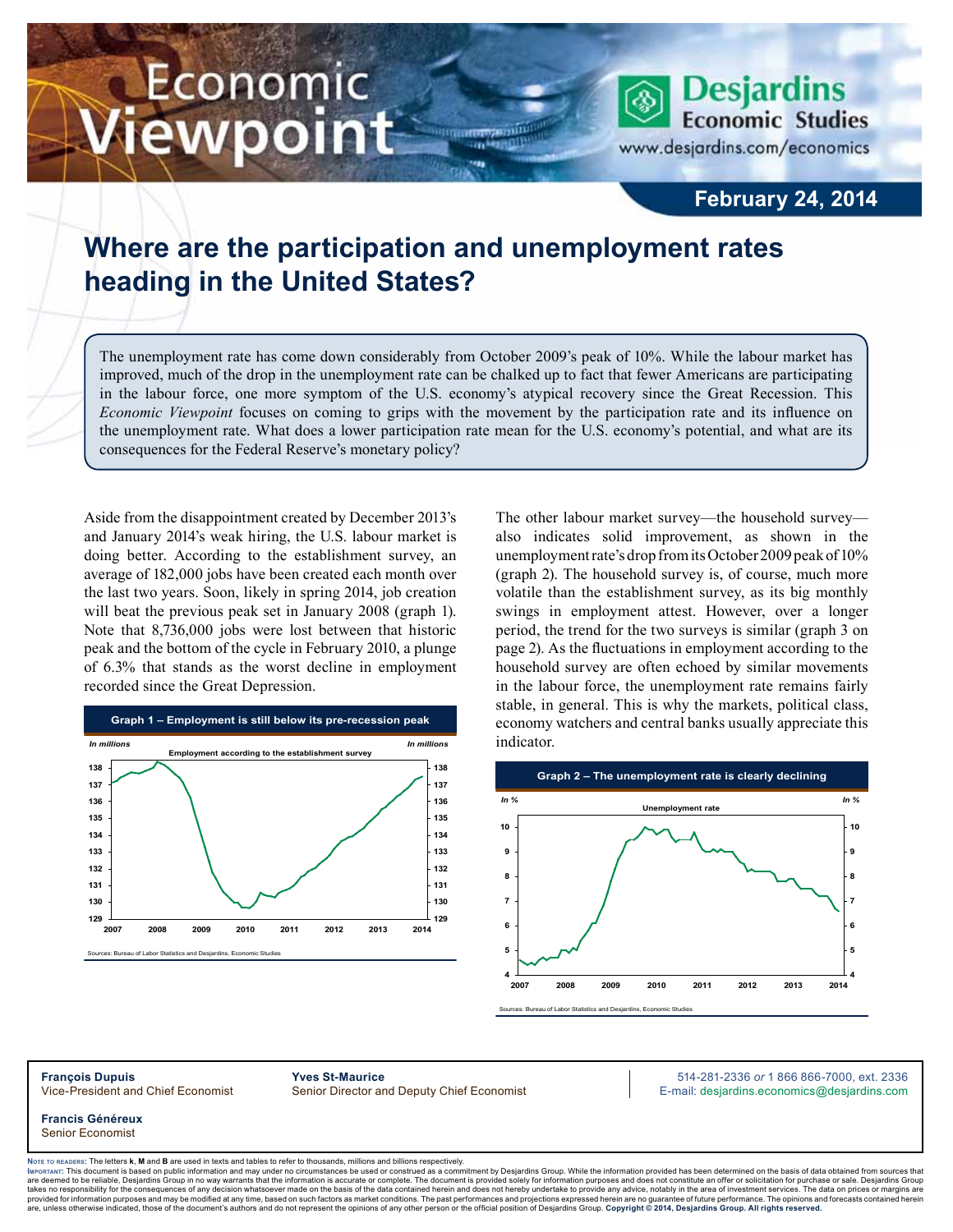# Economic Viewpoint

**Desjardins Economic Studies**
www.desjardins.com/economics

**February 24, 2014**

## Where are the participation and unemployment rates heading in the United States?

The unemployment rate has come down considerably from October 2009's peak of 10%. While the labour market has improved, much of the drop in the unemployment rate can be chalked up to fact that fewer Americans are participating in the labour force, one more symptom of the U.S. economy's atypical recovery since the Great Recession. This *Economic Viewpoint* focuses on coming to grips with the movement by the participation rate and its influence on the unemployment rate. What does a lower participation rate mean for the U.S. economy's potential, and what are its consequences for the Federal Reserve's monetary policy?

Aside from the disappointment created by December 2013's and January 2014's weak hiring, the U.S. labour market is doing better. According to the establishment survey, an average of 182,000 jobs have been created each month over the last two years. Soon, likely in spring 2014, job creation will beat the previous peak set in January 2008 (graph 1). Note that 8,736,000 jobs were lost between that historic peak and the bottom of the cycle in February 2010, a plunge of 6.3% that stands as the worst decline in employment recorded since the Great Depression.

**Graph 1 – Employment is still below its pre-recession peak**

Sources: Bureau of Labor Statistics and Desjardins, Economic Studies

The other labour market survey—the household survey—also indicates solid improvement, as shown in the unemployment rate's drop from its October 2009 peak of 10% (graph 2). The household survey is, of course, much more volatile than the establishment survey, as its big monthly swings in employment attest. However, over a longer period, the trend for the two surveys is similar (graph 3 on page 2). As the fluctuations in employment according to the household survey are often echoed by similar movements in the labour force, the unemployment rate remains fairly stable, in general. This is why the markets, political class, economy watchers and central banks usually appreciate this indicator.

**Graph 2 – The unemployment rate is clearly declining**

Sources: Bureau of Labor Statistics and Desjardins, Economic Studies

**François Dupuis**
Vice-President and Chief Economist

**Yves St-Maurice**
Senior Director and Deputy Chief Economist

**Francis Généreux**
Senior Economist

514-281-2336 *or* 1 866 866-7000, ext. 2336
E-mail: desjardins.economics@desjardins.com

Note to readers: The letters **k**, **M** and **B** are used in texts and tables to refer to thousands, millions and billions respectively.
Important: This document is based on public information and may under no circumstances be used or construed as a commitment by Desjardins Group. While the information provided has been determined on the basis of data obtained from sources that are deemed to be reliable, Desjardins Group in no way warrants that the information is accurate or complete. The document is provided solely for information purposes and does not constitute an offer or solicitation for purchase or sale. Desjardins Group takes no responsibility for the consequences of any decision whatsoever made on the basis of the data contained herein and does not hereby undertake to provide any advice, notably in the area of investment services. The data on prices or margins are provided for information purposes and may be modified at any time, based on such factors as market conditions. The past performances and projections expressed herein are no guarantee of future performance. The opinions and forecasts contained herein are, unless otherwise indicated, those of the document's authors and do not represent the opinions of any other person or the official position of Desjardins Group. **Copyright © 2014, Desjardins Group. All rights reserved.**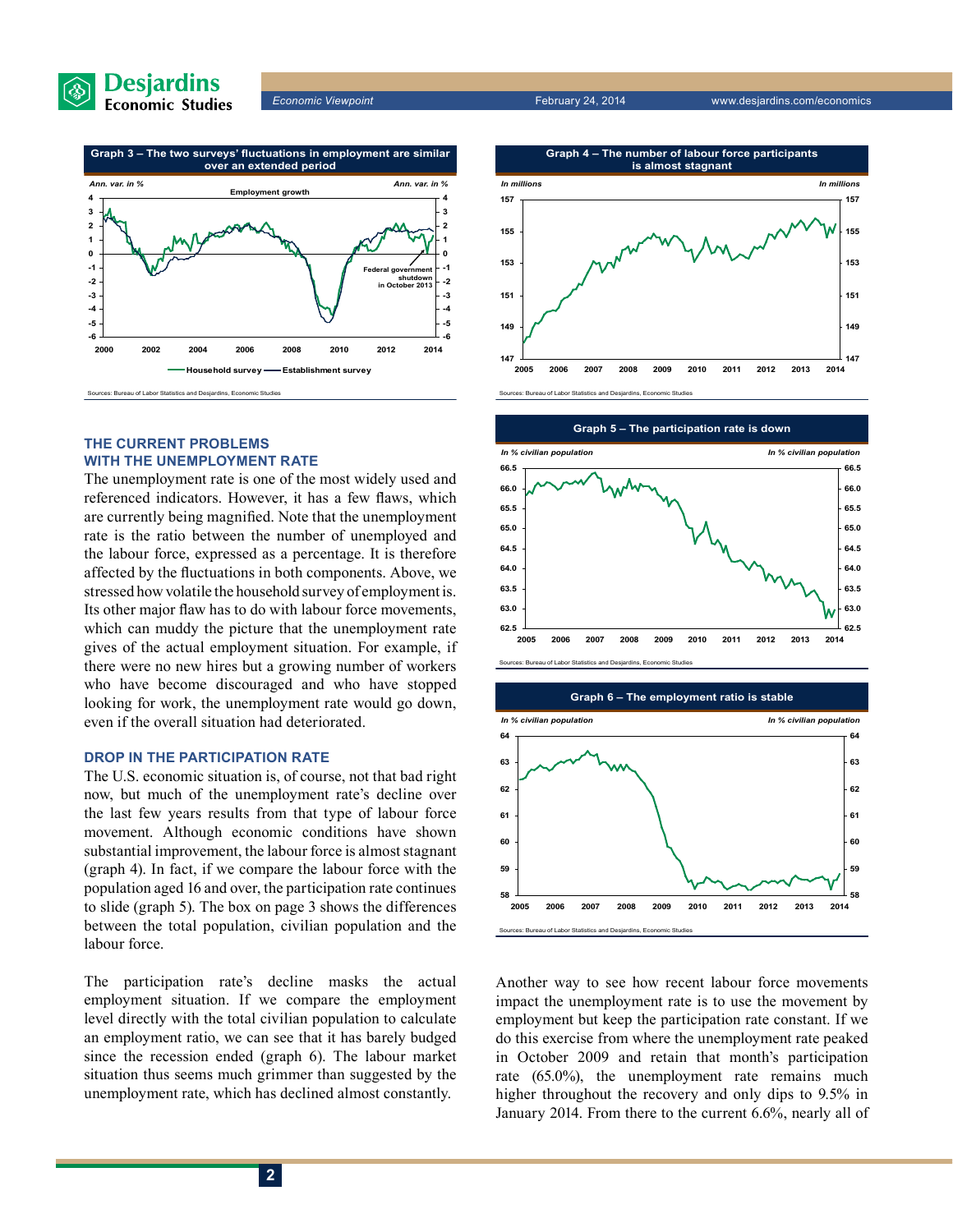**Graph 3 – The two surveys' fluctuations in employment are similar over an extended period**

Sources: Bureau of Labor Statistics and Desjardins, Economic Studies

**Graph 4 – The number of labour force participants is almost stagnant**

Sources: Bureau of Labor Statistics and Desjardins, Economic Studies

**Graph 5 – The participation rate is down**

Sources: Bureau of Labor Statistics and Desjardins, Economic Studies

**Graph 6 – The employment ratio is stable**

Sources: Bureau of Labor Statistics and Desjardins, Economic Studies

## THE CURRENT PROBLEMS WITH THE UNEMPLOYMENT RATE

The unemployment rate is one of the most widely used and referenced indicators. However, it has a few flaws, which are currently being magnified. Note that the unemployment rate is the ratio between the number of unemployed and the labour force, expressed as a percentage. It is therefore affected by the fluctuations in both components. Above, we stressed how volatile the household survey of employment is. Its other major flaw has to do with labour force movements, which can muddy the picture that the unemployment rate gives of the actual employment situation. For example, if there were no new hires but a growing number of workers who have become discouraged and who have stopped looking for work, the unemployment rate would go down, even if the overall situation had deteriorated.

## DROP IN THE PARTICIPATION RATE

The U.S. economic situation is, of course, not that bad right now, but much of the unemployment rate's decline over the last few years results from that type of labour force movement. Although economic conditions have shown substantial improvement, the labour force is almost stagnant (graph 4). In fact, if we compare the labour force with the population aged 16 and over, the participation rate continues to slide (graph 5). The box on page 3 shows the differences between the total population, civilian population and the labour force.

The participation rate's decline masks the actual employment situation. If we compare the employment level directly with the total civilian population to calculate an employment ratio, we can see that it has barely budged since the recession ended (graph 6). The labour market situation thus seems much grimmer than suggested by the unemployment rate, which has declined almost constantly.

Another way to see how recent labour force movements impact the unemployment rate is to use the movement by employment but keep the participation rate constant. If we do this exercise from where the unemployment rate peaked in October 2009 and retain that month's participation rate (65.0%), the unemployment rate remains much higher throughout the recovery and only dips to 9.5% in January 2014. From there to the current 6.6%, nearly all of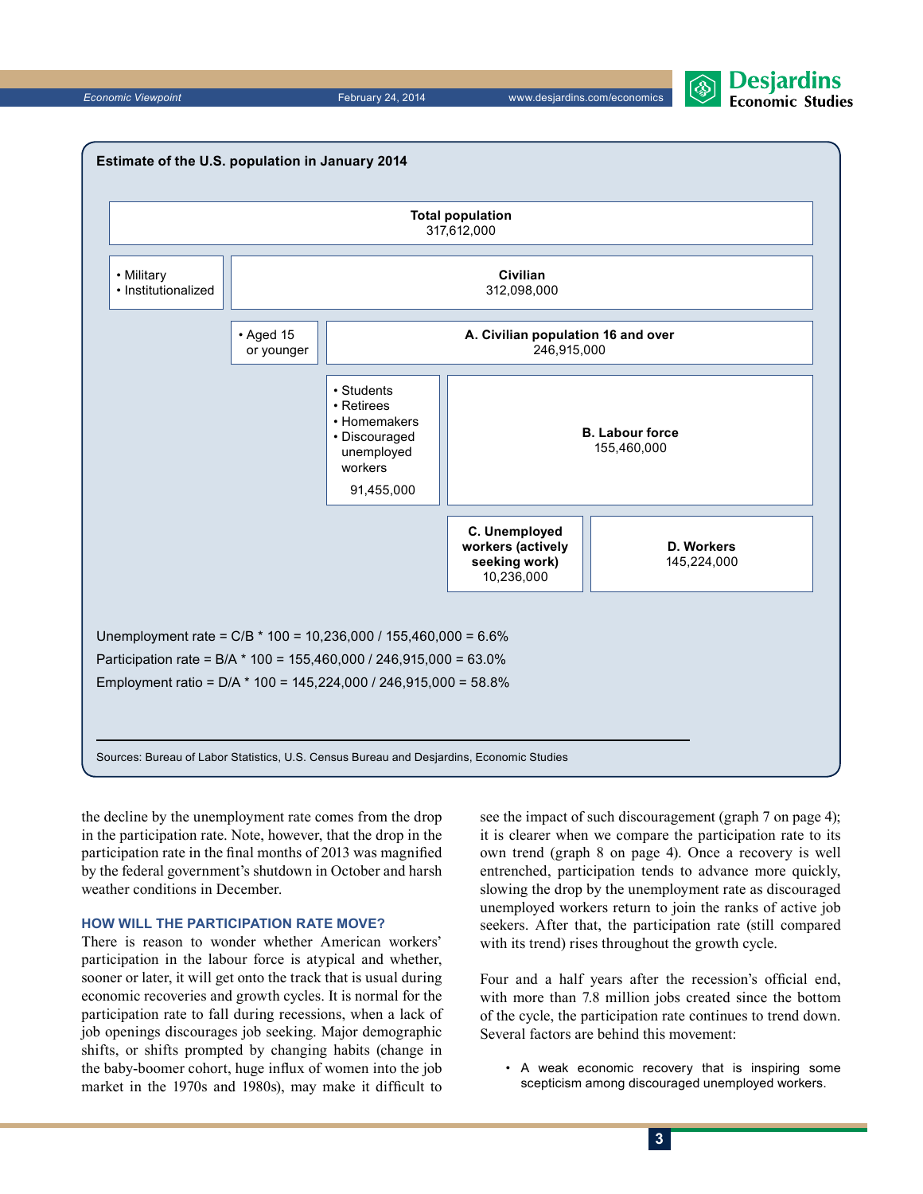**Estimate of the U.S. population in January 2014**

| | | | | |
|---|---|---|---|---|
| **Total population** 317,612,000 | | | | |
| • Military • Institutionalized | **Civilian** 312,098,000 | | | |
| | • Aged 15 or younger | **A. Civilian population 16 and over** 246,915,000 | | |
| | | • Students • Retirees • Homemakers • Discouraged unemployed workers 91,455,000 | **B. Labour force** 155,460,000 | |
| | | | **C. Unemployed workers (actively seeking work)** 10,236,000 | **D. Workers** 145,224,000 |

Unemployment rate = C/B * 100 = 10,236,000 / 155,460,000 = 6.6%

Participation rate = B/A * 100 = 155,460,000 / 246,915,000 = 63.0%

Employment ratio = D/A * 100 = 145,224,000 / 246,915,000 = 58.8%

Sources: Bureau of Labor Statistics, U.S. Census Bureau and Desjardins, Economic Studies

the decline by the unemployment rate comes from the drop in the participation rate. Note, however, that the drop in the participation rate in the final months of 2013 was magnified by the federal government's shutdown in October and harsh weather conditions in December.

### HOW WILL THE PARTICIPATION RATE MOVE?

There is reason to wonder whether American workers' participation in the labour force is atypical and whether, sooner or later, it will get onto the track that is usual during economic recoveries and growth cycles. It is normal for the participation rate to fall during recessions, when a lack of job openings discourages job seeking. Major demographic shifts, or shifts prompted by changing habits (change in the baby-boomer cohort, huge influx of women into the job market in the 1970s and 1980s), may make it difficult to see the impact of such discouragement (graph 7 on page 4); it is clearer when we compare the participation rate to its own trend (graph 8 on page 4). Once a recovery is well entrenched, participation tends to advance more quickly, slowing the drop by the unemployment rate as discouraged unemployed workers return to join the ranks of active job seekers. After that, the participation rate (still compared with its trend) rises throughout the growth cycle.

Four and a half years after the recession's official end, with more than 7.8 million jobs created since the bottom of the cycle, the participation rate continues to trend down. Several factors are behind this movement:

- A weak economic recovery that is inspiring some scepticism among discouraged unemployed workers.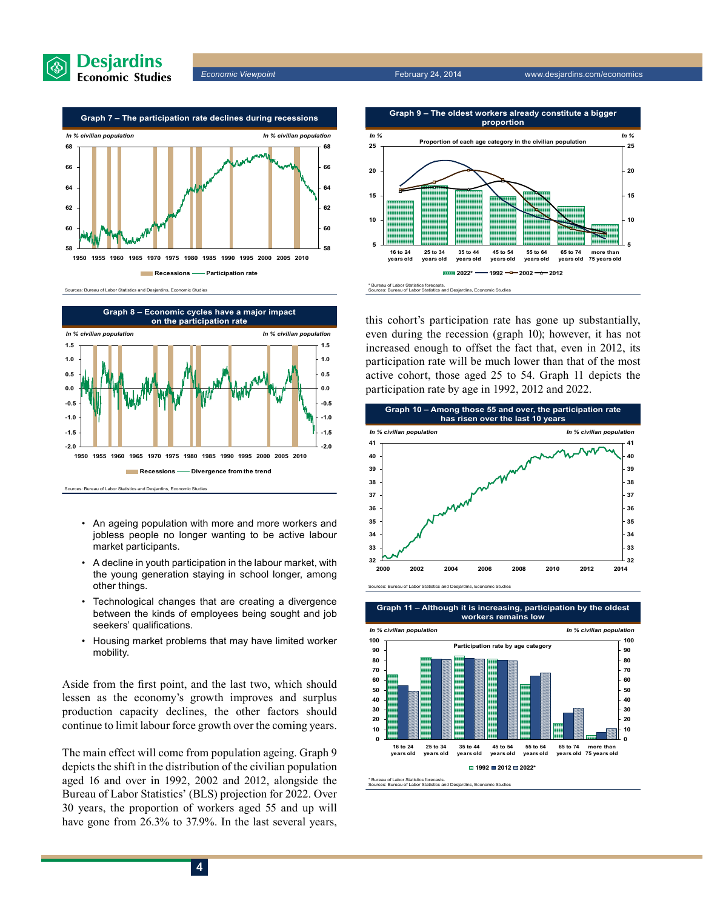**Graph 7 – The participation rate declines during recessions**

*In % civilian population* | *In % civilian population*

Recessions — Participation rate

Sources: Bureau of Labor Statistics and Desjardins, Economic Studies

**Graph 8 – Economic cycles have a major impact on the participation rate**

*In % civilian population* | *In % civilian population*

Recessions — Divergence from the trend

Sources: Bureau of Labor Statistics and Desjardins, Economic Studies

- An ageing population with more and more workers and jobless people no longer wanting to be active labour market participants.
- A decline in youth participation in the labour market, with the young generation staying in school longer, among other things.
- Technological changes that are creating a divergence between the kinds of employees being sought and job seekers' qualifications.
- Housing market problems that may have limited worker mobility.

Aside from the first point, and the last two, which should lessen as the economy's growth improves and surplus production capacity declines, the other factors should continue to limit labour force growth over the coming years.

The main effect will come from population ageing. Graph 9 depicts the shift in the distribution of the civilian population aged 16 and over in 1992, 2002 and 2012, alongside the Bureau of Labor Statistics' (BLS) projection for 2022. Over 30 years, the proportion of workers aged 55 and up will have gone from 26.3% to 37.9%. In the last several years, this cohort's participation rate has gone up substantially, even during the recession (graph 10); however, it has not increased enough to offset the fact that, even in 2012, its participation rate will be much lower than that of the most active cohort, those aged 25 to 54. Graph 11 depicts the participation rate by age in 1992, 2012 and 2022.

**Graph 9 – The oldest workers already constitute a bigger proportion**

*In %* — Proportion of each age category in the civilian population — *In %*

2022* — 1992 — 2002 — 2012

\* Bureau of Labor Statistics forecasts.
Sources: Bureau of Labor Statistics and Desjardins, Economic Studies

**Graph 10 – Among those 55 and over, the participation rate has risen over the last 10 years**

*In % civilian population* | *In % civilian population*

Sources: Bureau of Labor Statistics and Desjardins, Economic Studies

**Graph 11 – Although it is increasing, participation by the oldest workers remains low**

*In % civilian population* — Participation rate by age category — *In % civilian population*

1992 — 2012 — 2022*

\* Bureau of Labor Statistics forecasts.
Sources: Bureau of Labor Statistics and Desjardins, Economic Studies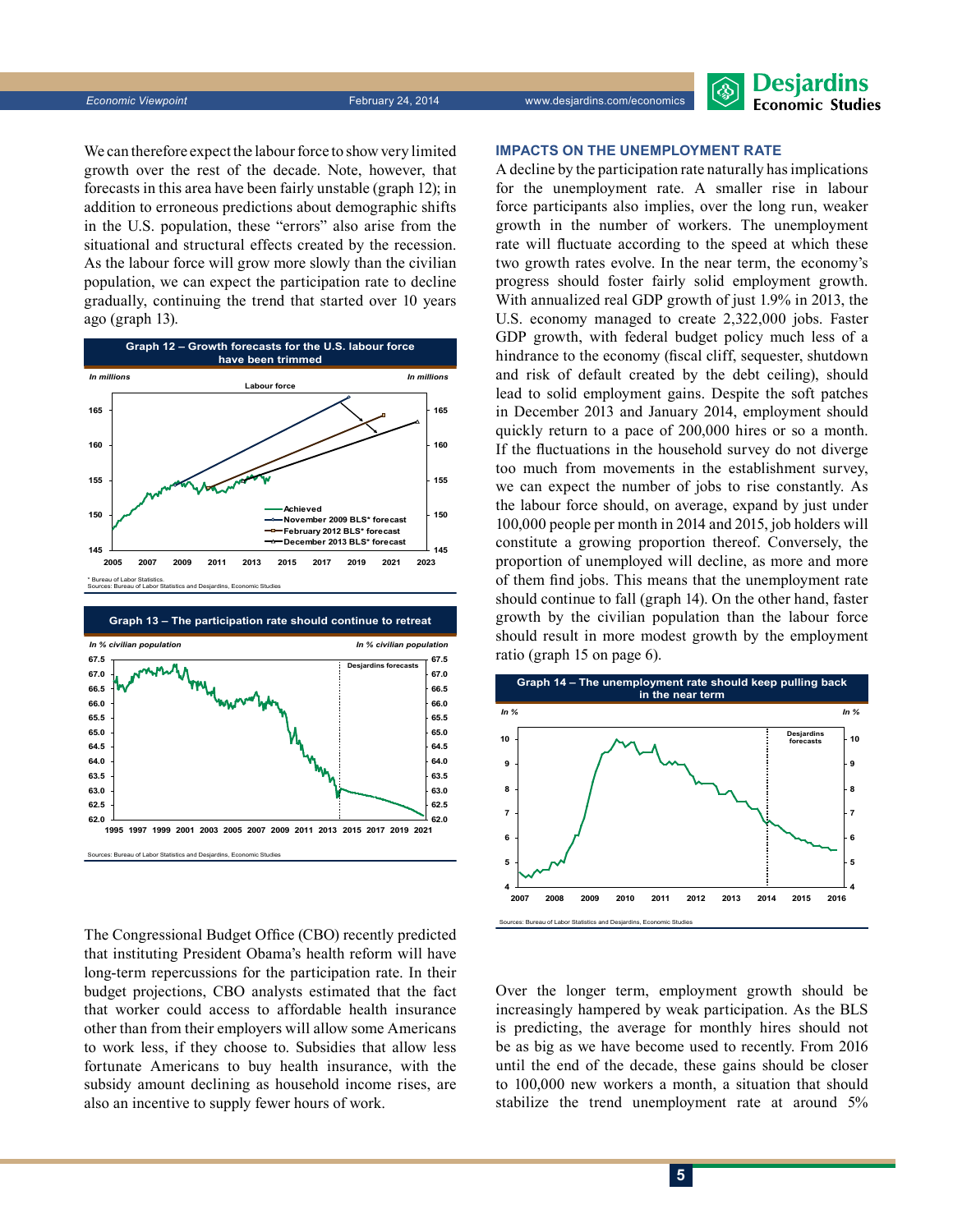We can therefore expect the labour force to show very limited growth over the rest of the decade. Note, however, that forecasts in this area have been fairly unstable (graph 12); in addition to erroneous predictions about demographic shifts in the U.S. population, these "errors" also arise from the situational and structural effects created by the recession. As the labour force will grow more slowly than the civilian population, we can expect the participation rate to decline gradually, continuing the trend that started over 10 years ago (graph 13).

**Graph 12 – Growth forecasts for the U.S. labour force have been trimmed**

\* Bureau of Labor Statistics.
Sources: Bureau of Labor Statistics and Desjardins, Economic Studies

**Graph 13 – The participation rate should continue to retreat**

Sources: Bureau of Labor Statistics and Desjardins, Economic Studies

The Congressional Budget Office (CBO) recently predicted that instituting President Obama's health reform will have long-term repercussions for the participation rate. In their budget projections, CBO analysts estimated that the fact that worker could access to affordable health insurance other than from their employers will allow some Americans to work less, if they choose to. Subsidies that allow less fortunate Americans to buy health insurance, with the subsidy amount declining as household income rises, are also an incentive to supply fewer hours of work.

## IMPACTS ON THE UNEMPLOYMENT RATE

A decline by the participation rate naturally has implications for the unemployment rate. A smaller rise in labour force participants also implies, over the long run, weaker growth in the number of workers. The unemployment rate will fluctuate according to the speed at which these two growth rates evolve. In the near term, the economy's progress should foster fairly solid employment growth. With annualized real GDP growth of just 1.9% in 2013, the U.S. economy managed to create 2,322,000 jobs. Faster GDP growth, with federal budget policy much less of a hindrance to the economy (fiscal cliff, sequester, shutdown and risk of default created by the debt ceiling), should lead to solid employment gains. Despite the soft patches in December 2013 and January 2014, employment should quickly return to a pace of 200,000 hires or so a month. If the fluctuations in the household survey do not diverge too much from movements in the establishment survey, we can expect the number of jobs to rise constantly. As the labour force should, on average, expand by just under 100,000 people per month in 2014 and 2015, job holders will constitute a growing proportion thereof. Conversely, the proportion of unemployed will decline, as more and more of them find jobs. This means that the unemployment rate should continue to fall (graph 14). On the other hand, faster growth by the civilian population than the labour force should result in more modest growth by the employment ratio (graph 15 on page 6).

**Graph 14 – The unemployment rate should keep pulling back in the near term**

Sources: Bureau of Labor Statistics and Desjardins, Economic Studies

Over the longer term, employment growth should be increasingly hampered by weak participation. As the BLS is predicting, the average for monthly hires should not be as big as we have become used to recently. From 2016 until the end of the decade, these gains should be closer to 100,000 new workers a month, a situation that should stabilize the trend unemployment rate at around 5%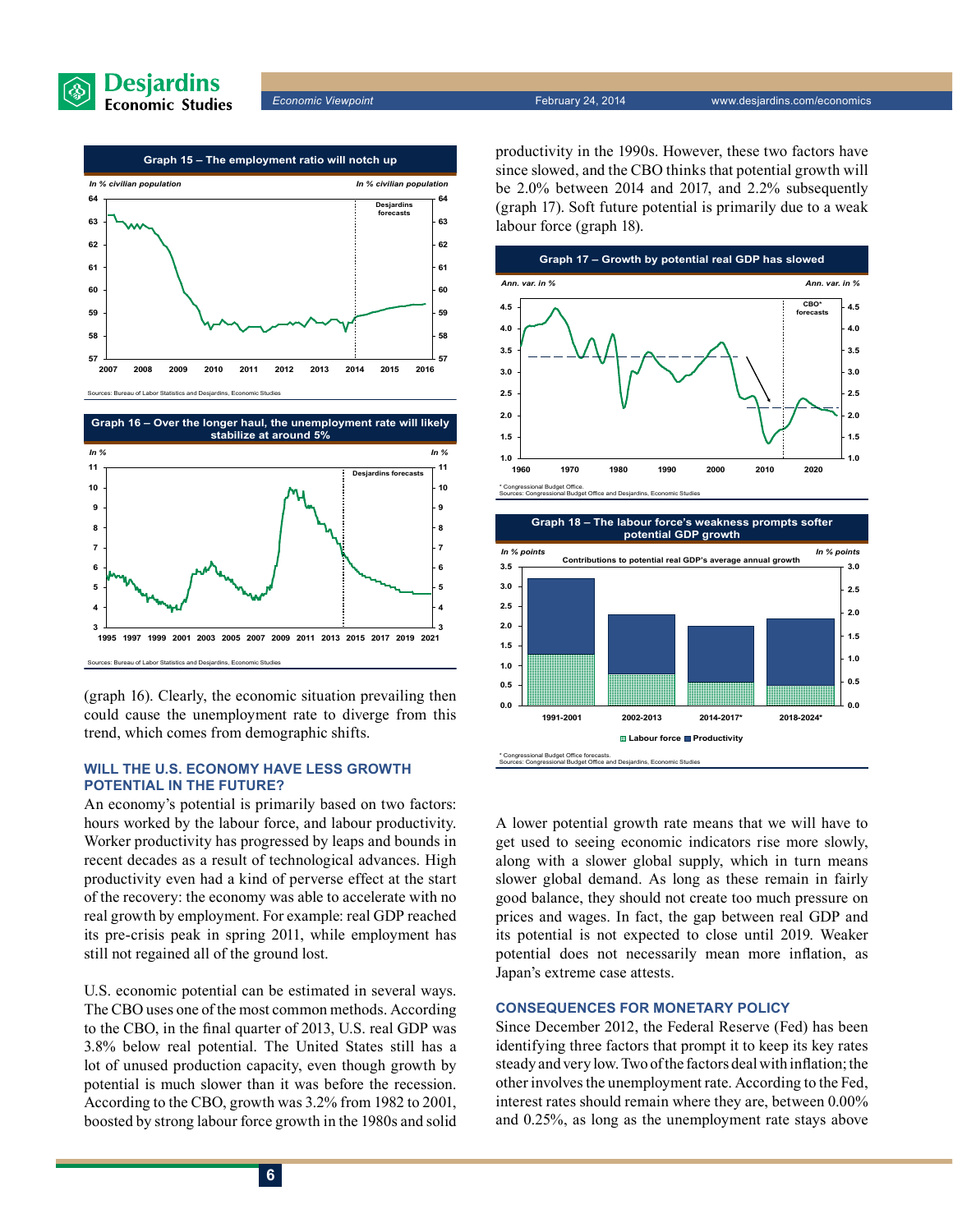**Graph 15 – The employment ratio will notch up**

Sources: Bureau of Labor Statistics and Desjardins, Economic Studies

**Graph 16 – Over the longer haul, the unemployment rate will likely stabilize at around 5%**

Sources: Bureau of Labor Statistics and Desjardins, Economic Studies

(graph 16). Clearly, the economic situation prevailing then could cause the unemployment rate to diverge from this trend, which comes from demographic shifts.

## WILL THE U.S. ECONOMY HAVE LESS GROWTH POTENTIAL IN THE FUTURE?

An economy's potential is primarily based on two factors: hours worked by the labour force, and labour productivity. Worker productivity has progressed by leaps and bounds in recent decades as a result of technological advances. High productivity even had a kind of perverse effect at the start of the recovery: the economy was able to accelerate with no real growth by employment. For example: real GDP reached its pre-crisis peak in spring 2011, while employment has still not regained all of the ground lost.

U.S. economic potential can be estimated in several ways. The CBO uses one of the most common methods. According to the CBO, in the final quarter of 2013, U.S. real GDP was 3.8% below real potential. The United States still has a lot of unused production capacity, even though growth by potential is much slower than it was before the recession. According to the CBO, growth was 3.2% from 1982 to 2001, boosted by strong labour force growth in the 1980s and solid productivity in the 1990s. However, these two factors have since slowed, and the CBO thinks that potential growth will be 2.0% between 2014 and 2017, and 2.2% subsequently (graph 17). Soft future potential is primarily due to a weak labour force (graph 18).

**Graph 17 – Growth by potential real GDP has slowed**

\* Congressional Budget Office.
Sources: Congressional Budget Office and Desjardins, Economic Studies

**Graph 18 – The labour force's weakness prompts softer potential GDP growth**

\* Congressional Budget Office forecasts.
Sources: Congressional Budget Office and Desjardins, Economic Studies

A lower potential growth rate means that we will have to get used to seeing economic indicators rise more slowly, along with a slower global supply, which in turn means slower global demand. As long as these remain in fairly good balance, they should not create too much pressure on prices and wages. In fact, the gap between real GDP and its potential is not expected to close until 2019. Weaker potential does not necessarily mean more inflation, as Japan's extreme case attests.

## CONSEQUENCES FOR MONETARY POLICY

Since December 2012, the Federal Reserve (Fed) has been identifying three factors that prompt it to keep its key rates steady and very low. Two of the factors deal with inflation; the other involves the unemployment rate. According to the Fed, interest rates should remain where they are, between 0.00% and 0.25%, as long as the unemployment rate stays above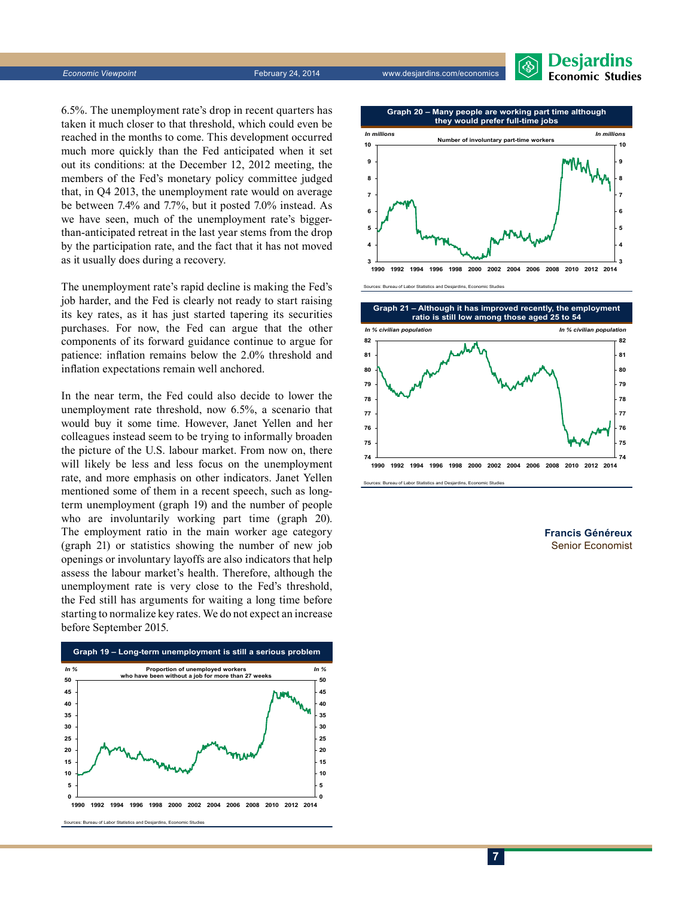6.5%. The unemployment rate's drop in recent quarters has taken it much closer to that threshold, which could even be reached in the months to come. This development occurred much more quickly than the Fed anticipated when it set out its conditions: at the December 12, 2012 meeting, the members of the Fed's monetary policy committee judged that, in Q4 2013, the unemployment rate would on average be between 7.4% and 7.7%, but it posted 7.0% instead. As we have seen, much of the unemployment rate's bigger-than-anticipated retreat in the last year stems from the drop by the participation rate, and the fact that it has not moved as it usually does during a recovery.

The unemployment rate's rapid decline is making the Fed's job harder, and the Fed is clearly not ready to start raising its key rates, as it has just started tapering its securities purchases. For now, the Fed can argue that the other components of its forward guidance continue to argue for patience: inflation remains below the 2.0% threshold and inflation expectations remain well anchored.

In the near term, the Fed could also decide to lower the unemployment rate threshold, now 6.5%, a scenario that would buy it some time. However, Janet Yellen and her colleagues instead seem to be trying to informally broaden the picture of the U.S. labour market. From now on, there will likely be less and less focus on the unemployment rate, and more emphasis on other indicators. Janet Yellen mentioned some of them in a recent speech, such as long-term unemployment (graph 19) and the number of people who are involuntarily working part time (graph 20). The employment ratio in the main worker age category (graph 21) or statistics showing the number of new job openings or involuntary layoffs are also indicators that help assess the labour market's health. Therefore, although the unemployment rate is very close to the Fed's threshold, the Fed still has arguments for waiting a long time before starting to normalize key rates. We do not expect an increase before September 2015.

**Graph 19 – Long-term unemployment is still a serious problem**

*In %* *In %*

Proportion of unemployed workers who have been without a job for more than 27 weeks

50 45 40 35 30 25 20 15 10 5 0

1990 1992 1994 1996 1998 2000 2002 2004 2006 2008 2010 2012 2014

Sources: Bureau of Labor Statistics and Desjardins, Economic Studies

**Graph 20 – Many people are working part time although they would prefer full-time jobs**

*In millions* *In millions*

Number of involuntary part-time workers

10 9 8 7 6 5 4 3

1990 1992 1994 1996 1998 2000 2002 2004 2006 2008 2010 2012 2014

Sources: Bureau of Labor Statistics and Desjardins, Economic Studies

**Graph 21 – Although it has improved recently, the employment ratio is still low among those aged 25 to 54**

*In % civilian population* *In % civilian population*

82 81 80 79 78 77 76 75 74

1990 1992 1994 1996 1998 2000 2002 2004 2006 2008 2010 2012 2014

Sources: Bureau of Labor Statistics and Desjardins, Economic Studies

**Francis Généreux**
Senior Economist